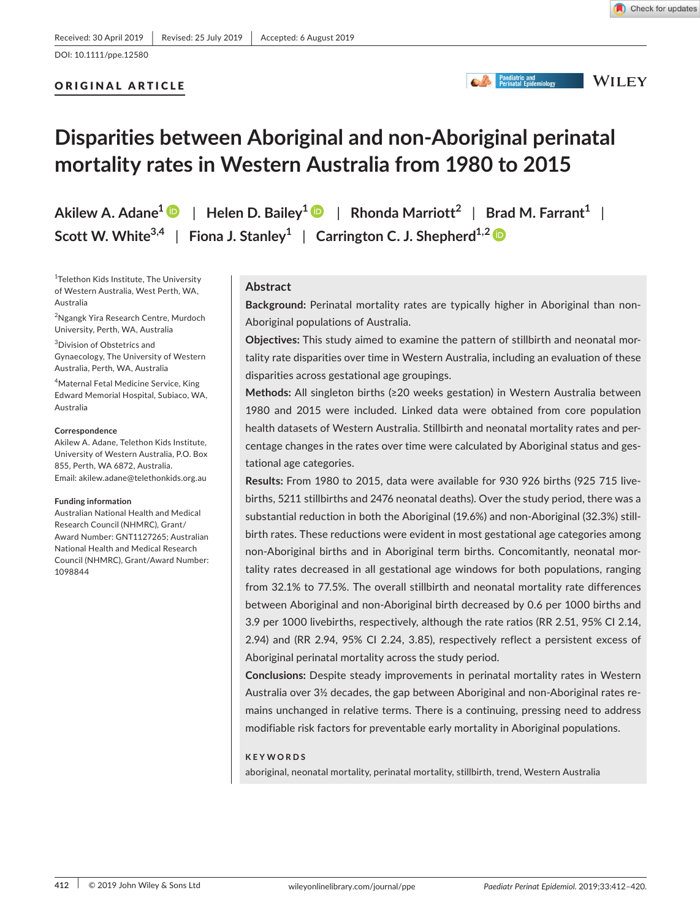Received: 30 April 2019 | Revised: 25 July 2019 | Accepted: 6 August 2019

DOI: 10.1111/ppe.12580

**ORIGINAL ARTICLE**

# Disparities between Aboriginal and non-Aboriginal perinatal mortality rates in Western Australia from 1980 to 2015

**Akilew A. Adane[1]** | **Helen D. Bailey[1]** | **Rhonda Marriott[2]** | **Brad M. Farrant[1]** | **Scott W. White[3,4]** | **Fiona J. Stanley[1]** | **Carrington C. J. Shepherd[1,2]**

[1]Telethon Kids Institute, The University of Western Australia, West Perth, WA, Australia

[2]Ngangk Yira Research Centre, Murdoch University, Perth, WA, Australia

[3]Division of Obstetrics and Gynaecology, The University of Western Australia, Perth, WA, Australia

[4]Maternal Fetal Medicine Service, King Edward Memorial Hospital, Subiaco, WA, Australia

**Correspondence**
Akilew A. Adane, Telethon Kids Institute, University of Western Australia, P.O. Box 855, Perth, WA 6872, Australia.
Email: akilew.adane@telethonkids.org.au

**Funding information**
Australian National Health and Medical Research Council (NHMRC), Grant/Award Number: GNT1127265; Australian National Health and Medical Research Council (NHMRC), Grant/Award Number: 1098844

## Abstract

**Background:** Perinatal mortality rates are typically higher in Aboriginal than non-Aboriginal populations of Australia.

**Objectives:** This study aimed to examine the pattern of stillbirth and neonatal mortality rate disparities over time in Western Australia, including an evaluation of these disparities across gestational age groupings.

**Methods:** All singleton births (≥20 weeks gestation) in Western Australia between 1980 and 2015 were included. Linked data were obtained from core population health datasets of Western Australia. Stillbirth and neonatal mortality rates and percentage changes in the rates over time were calculated by Aboriginal status and gestational age categories.

**Results:** From 1980 to 2015, data were available for 930 926 births (925 715 livebirths, 5211 stillbirths and 2476 neonatal deaths). Over the study period, there was a substantial reduction in both the Aboriginal (19.6%) and non-Aboriginal (32.3%) stillbirth rates. These reductions were evident in most gestational age categories among non-Aboriginal births and in Aboriginal term births. Concomitantly, neonatal mortality rates decreased in all gestational age windows for both populations, ranging from 32.1% to 77.5%. The overall stillbirth and neonatal mortality rate differences between Aboriginal and non-Aboriginal birth decreased by 0.6 per 1000 births and 3.9 per 1000 livebirths, respectively, although the rate ratios (RR 2.51, 95% CI 2.14, 2.94) and (RR 2.94, 95% CI 2.24, 3.85), respectively reflect a persistent excess of Aboriginal perinatal mortality across the study period.

**Conclusions:** Despite steady improvements in perinatal mortality rates in Western Australia over 3½ decades, the gap between Aboriginal and non-Aboriginal rates remains unchanged in relative terms. There is a continuing, pressing need to address modifiable risk factors for preventable early mortality in Aboriginal populations.

**KEYWORDS**

aboriginal, neonatal mortality, perinatal mortality, stillbirth, trend, Western Australia

© 2019 John Wiley & Sons Ltd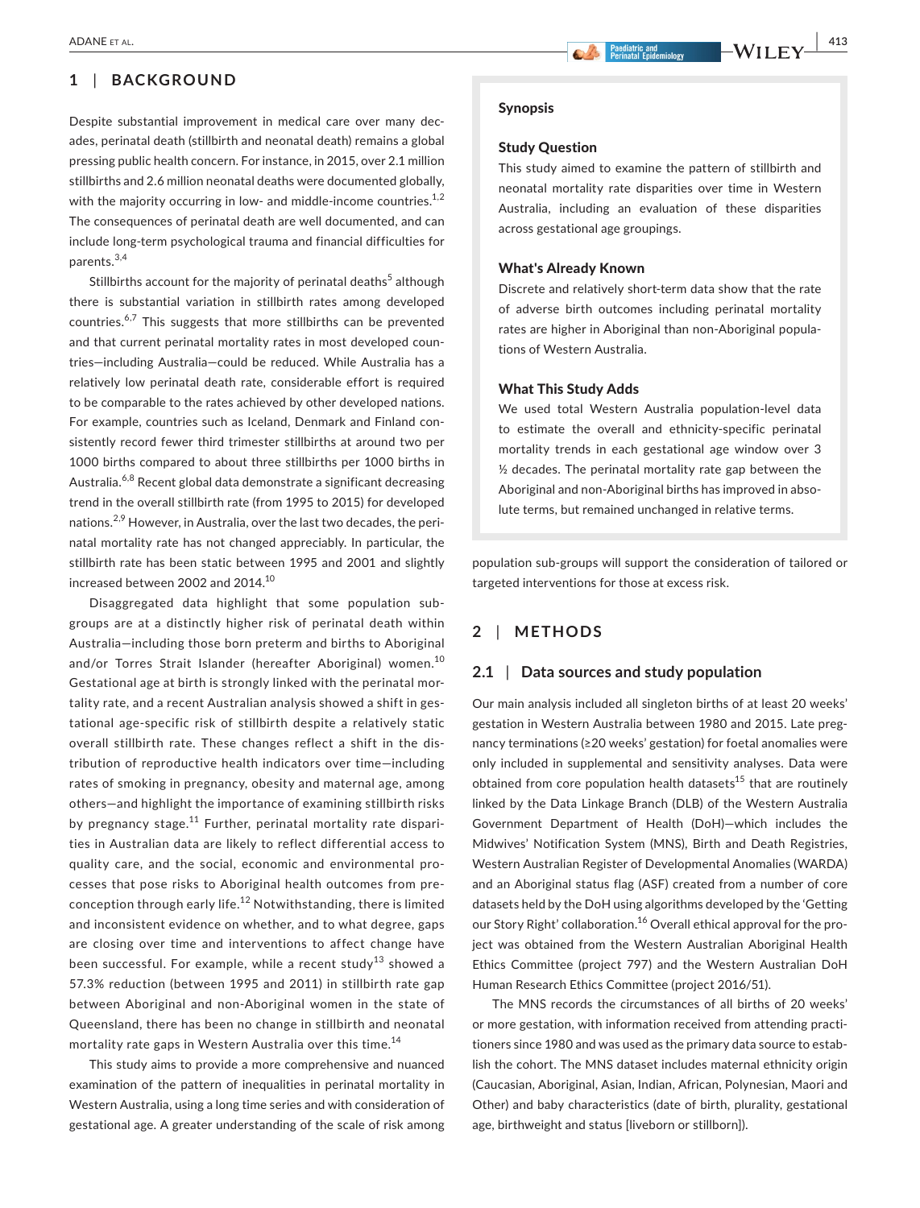## 1 | BACKGROUND

Despite substantial improvement in medical care over many decades, perinatal death (stillbirth and neonatal death) remains a global pressing public health concern. For instance, in 2015, over 2.1 million stillbirths and 2.6 million neonatal deaths were documented globally, with the majority occurring in low- and middle-income countries.[1,2] The consequences of perinatal death are well documented, and can include long-term psychological trauma and financial difficulties for parents.[3,4]

Stillbirths account for the majority of perinatal deaths[5] although there is substantial variation in stillbirth rates among developed countries.[6,7] This suggests that more stillbirths can be prevented and that current perinatal mortality rates in most developed countries—including Australia—could be reduced. While Australia has a relatively low perinatal death rate, considerable effort is required to be comparable to the rates achieved by other developed nations. For example, countries such as Iceland, Denmark and Finland consistently record fewer third trimester stillbirths at around two per 1000 births compared to about three stillbirths per 1000 births in Australia.[6,8] Recent global data demonstrate a significant decreasing trend in the overall stillbirth rate (from 1995 to 2015) for developed nations.[2,9] However, in Australia, over the last two decades, the perinatal mortality rate has not changed appreciably. In particular, the stillbirth rate has been static between 1995 and 2001 and slightly increased between 2002 and 2014.[10]

Disaggregated data highlight that some population subgroups are at a distinctly higher risk of perinatal death within Australia—including those born preterm and births to Aboriginal and/or Torres Strait Islander (hereafter Aboriginal) women.[10] Gestational age at birth is strongly linked with the perinatal mortality rate, and a recent Australian analysis showed a shift in gestational age-specific risk of stillbirth despite a relatively static overall stillbirth rate. These changes reflect a shift in the distribution of reproductive health indicators over time—including rates of smoking in pregnancy, obesity and maternal age, among others—and highlight the importance of examining stillbirth risks by pregnancy stage.[11] Further, perinatal mortality rate disparities in Australian data are likely to reflect differential access to quality care, and the social, economic and environmental processes that pose risks to Aboriginal health outcomes from preconception through early life.[12] Notwithstanding, there is limited and inconsistent evidence on whether, and to what degree, gaps are closing over time and interventions to affect change have been successful. For example, while a recent study[13] showed a 57.3% reduction (between 1995 and 2011) in stillbirth rate gap between Aboriginal and non-Aboriginal women in the state of Queensland, there has been no change in stillbirth and neonatal mortality rate gaps in Western Australia over this time.[14]

This study aims to provide a more comprehensive and nuanced examination of the pattern of inequalities in perinatal mortality in Western Australia, using a long time series and with consideration of gestational age. A greater understanding of the scale of risk among population sub-groups will support the consideration of tailored or targeted interventions for those at excess risk.

> **Synopsis**
>
> **Study Question**
>
> This study aimed to examine the pattern of stillbirth and neonatal mortality rate disparities over time in Western Australia, including an evaluation of these disparities across gestational age groupings.
>
> **What's Already Known**
>
> Discrete and relatively short-term data show that the rate of adverse birth outcomes including perinatal mortality rates are higher in Aboriginal than non-Aboriginal populations of Western Australia.
>
> **What This Study Adds**
>
> We used total Western Australia population-level data to estimate the overall and ethnicity-specific perinatal mortality trends in each gestational age window over 3 ½ decades. The perinatal mortality rate gap between the Aboriginal and non-Aboriginal births has improved in absolute terms, but remained unchanged in relative terms.

## 2 | METHODS

### 2.1 | Data sources and study population

Our main analysis included all singleton births of at least 20 weeks' gestation in Western Australia between 1980 and 2015. Late pregnancy terminations (≥20 weeks' gestation) for foetal anomalies were only included in supplemental and sensitivity analyses. Data were obtained from core population health datasets[15] that are routinely linked by the Data Linkage Branch (DLB) of the Western Australia Government Department of Health (DoH)—which includes the Midwives' Notification System (MNS), Birth and Death Registries, Western Australian Register of Developmental Anomalies (WARDA) and an Aboriginal status flag (ASF) created from a number of core datasets held by the DoH using algorithms developed by the 'Getting our Story Right' collaboration.[16] Overall ethical approval for the project was obtained from the Western Australian Aboriginal Health Ethics Committee (project 797) and the Western Australian DoH Human Research Ethics Committee (project 2016/51).

The MNS records the circumstances of all births of 20 weeks' or more gestation, with information received from attending practitioners since 1980 and was used as the primary data source to establish the cohort. The MNS dataset includes maternal ethnicity origin (Caucasian, Aboriginal, Asian, Indian, African, Polynesian, Maori and Other) and baby characteristics (date of birth, plurality, gestational age, birthweight and status [liveborn or stillborn]).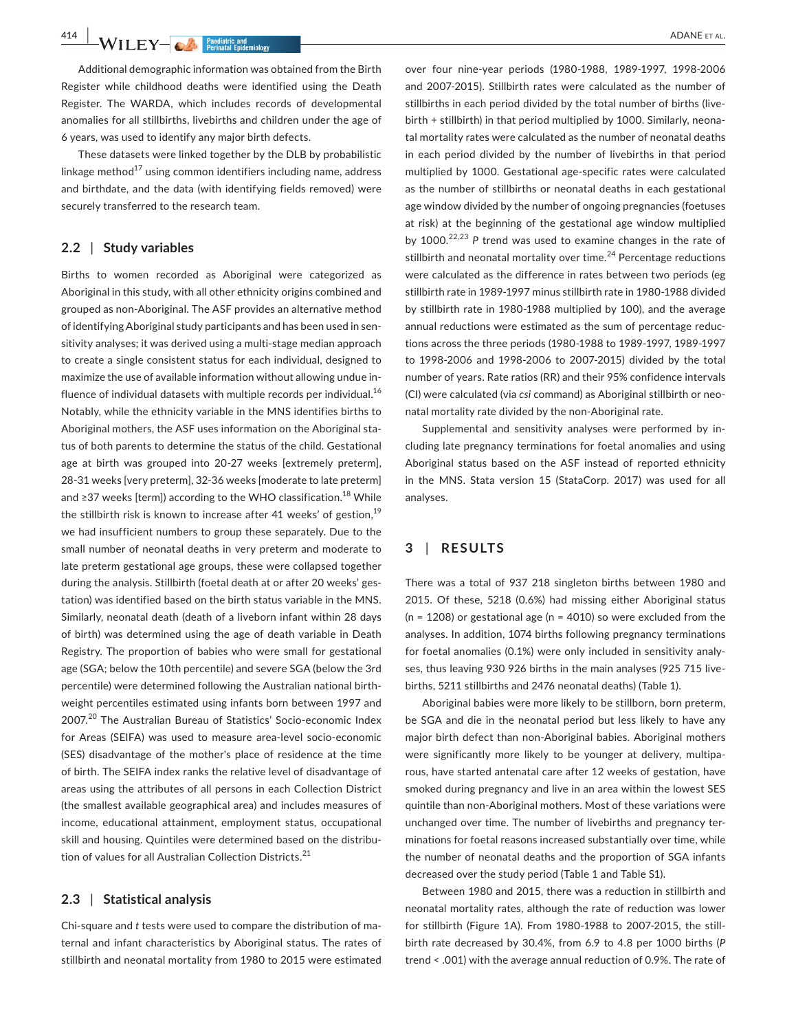Additional demographic information was obtained from the Birth Register while childhood deaths were identified using the Death Register. The WARDA, which includes records of developmental anomalies for all stillbirths, livebirths and children under the age of 6 years, was used to identify any major birth defects.

These datasets were linked together by the DLB by probabilistic linkage method[17] using common identifiers including name, address and birthdate, and the data (with identifying fields removed) were securely transferred to the research team.

### 2.2 | Study variables

Births to women recorded as Aboriginal were categorized as Aboriginal in this study, with all other ethnicity origins combined and grouped as non-Aboriginal. The ASF provides an alternative method of identifying Aboriginal study participants and has been used in sensitivity analyses; it was derived using a multi-stage median approach to create a single consistent status for each individual, designed to maximize the use of available information without allowing undue influence of individual datasets with multiple records per individual.[16] Notably, while the ethnicity variable in the MNS identifies births to Aboriginal mothers, the ASF uses information on the Aboriginal status of both parents to determine the status of the child. Gestational age at birth was grouped into 20-27 weeks [extremely preterm], 28-31 weeks [very preterm], 32-36 weeks [moderate to late preterm] and ≥37 weeks [term]) according to the WHO classification.[18] While the stillbirth risk is known to increase after 41 weeks' of gestion,[19] we had insufficient numbers to group these separately. Due to the small number of neonatal deaths in very preterm and moderate to late preterm gestational age groups, these were collapsed together during the analysis. Stillbirth (foetal death at or after 20 weeks' gestation) was identified based on the birth status variable in the MNS. Similarly, neonatal death (death of a liveborn infant within 28 days of birth) was determined using the age of death variable in Death Registry. The proportion of babies who were small for gestational age (SGA; below the 10th percentile) and severe SGA (below the 3rd percentile) were determined following the Australian national birthweight percentiles estimated using infants born between 1997 and 2007.[20] The Australian Bureau of Statistics' Socio-economic Index for Areas (SEIFA) was used to measure area-level socio-economic (SES) disadvantage of the mother's place of residence at the time of birth. The SEIFA index ranks the relative level of disadvantage of areas using the attributes of all persons in each Collection District (the smallest available geographical area) and includes measures of income, educational attainment, employment status, occupational skill and housing. Quintiles were determined based on the distribution of values for all Australian Collection Districts.[21]

### 2.3 | Statistical analysis

Chi-square and *t* tests were used to compare the distribution of maternal and infant characteristics by Aboriginal status. The rates of stillbirth and neonatal mortality from 1980 to 2015 were estimated over four nine-year periods (1980-1988, 1989-1997, 1998-2006 and 2007-2015). Stillbirth rates were calculated as the number of stillbirths in each period divided by the total number of births (livebirth + stillbirth) in that period multiplied by 1000. Similarly, neonatal mortality rates were calculated as the number of neonatal deaths in each period divided by the number of livebirths in that period multiplied by 1000. Gestational age-specific rates were calculated as the number of stillbirths or neonatal deaths in each gestational age window divided by the number of ongoing pregnancies (foetuses at risk) at the beginning of the gestational age window multiplied by 1000.[22,23] *P* trend was used to examine changes in the rate of stillbirth and neonatal mortality over time.[24] Percentage reductions were calculated as the difference in rates between two periods (eg stillbirth rate in 1989-1997 minus stillbirth rate in 1980-1988 divided by stillbirth rate in 1980-1988 multiplied by 100), and the average annual reductions were estimated as the sum of percentage reductions across the three periods (1980-1988 to 1989-1997, 1989-1997 to 1998-2006 and 1998-2006 to 2007-2015) divided by the total number of years. Rate ratios (RR) and their 95% confidence intervals (CI) were calculated (via *csi* command) as Aboriginal stillbirth or neonatal mortality rate divided by the non-Aboriginal rate.

Supplemental and sensitivity analyses were performed by including late pregnancy terminations for foetal anomalies and using Aboriginal status based on the ASF instead of reported ethnicity in the MNS. Stata version 15 (StataCorp. 2017) was used for all analyses.

## 3 | RESULTS

There was a total of 937 218 singleton births between 1980 and 2015. Of these, 5218 (0.6%) had missing either Aboriginal status (n = 1208) or gestational age (n = 4010) so were excluded from the analyses. In addition, 1074 births following pregnancy terminations for foetal anomalies (0.1%) were only included in sensitivity analyses, thus leaving 930 926 births in the main analyses (925 715 livebirths, 5211 stillbirths and 2476 neonatal deaths) (Table 1).

Aboriginal babies were more likely to be stillborn, born preterm, be SGA and die in the neonatal period but less likely to have any major birth defect than non-Aboriginal babies. Aboriginal mothers were significantly more likely to be younger at delivery, multiparous, have started antenatal care after 12 weeks of gestation, have smoked during pregnancy and live in an area within the lowest SES quintile than non-Aboriginal mothers. Most of these variations were unchanged over time. The number of livebirths and pregnancy terminations for foetal reasons increased substantially over time, while the number of neonatal deaths and the proportion of SGA infants decreased over the study period (Table 1 and Table S1).

Between 1980 and 2015, there was a reduction in stillbirth and neonatal mortality rates, although the rate of reduction was lower for stillbirth (Figure 1A). From 1980-1988 to 2007-2015, the stillbirth rate decreased by 30.4%, from 6.9 to 4.8 per 1000 births (*P* trend < .001) with the average annual reduction of 0.9%. The rate of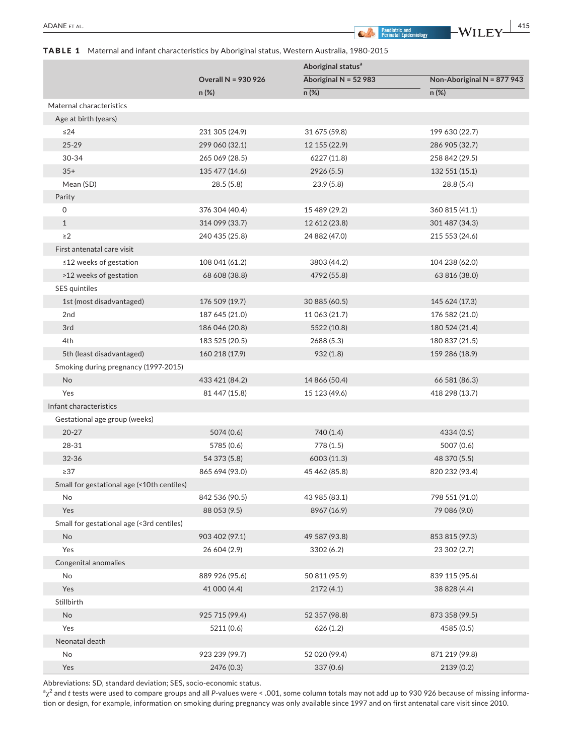**TABLE 1** Maternal and infant characteristics by Aboriginal status, Western Australia, 1980-2015

| | Overall N = 930 926 | Aboriginal status[a] | |
|---|---|---|---|
| | | Aboriginal N = 52 983 | Non-Aboriginal N = 877 943 |
| | n (%) | n (%) | n (%) |
| Maternal characteristics | | | |
| Age at birth (years) | | | |
| ≤24 | 231 305 (24.9) | 31 675 (59.8) | 199 630 (22.7) |
| 25-29 | 299 060 (32.1) | 12 155 (22.9) | 286 905 (32.7) |
| 30-34 | 265 069 (28.5) | 6227 (11.8) | 258 842 (29.5) |
| 35+ | 135 477 (14.6) | 2926 (5.5) | 132 551 (15.1) |
| Mean (SD) | 28.5 (5.8) | 23.9 (5.8) | 28.8 (5.4) |
| Parity | | | |
| 0 | 376 304 (40.4) | 15 489 (29.2) | 360 815 (41.1) |
| 1 | 314 099 (33.7) | 12 612 (23.8) | 301 487 (34.3) |
| ≥2 | 240 435 (25.8) | 24 882 (47.0) | 215 553 (24.6) |
| First antenatal care visit | | | |
| ≤12 weeks of gestation | 108 041 (61.2) | 3803 (44.2) | 104 238 (62.0) |
| >12 weeks of gestation | 68 608 (38.8) | 4792 (55.8) | 63 816 (38.0) |
| SES quintiles | | | |
| 1st (most disadvantaged) | 176 509 (19.7) | 30 885 (60.5) | 145 624 (17.3) |
| 2nd | 187 645 (21.0) | 11 063 (21.7) | 176 582 (21.0) |
| 3rd | 186 046 (20.8) | 5522 (10.8) | 180 524 (21.4) |
| 4th | 183 525 (20.5) | 2688 (5.3) | 180 837 (21.5) |
| 5th (least disadvantaged) | 160 218 (17.9) | 932 (1.8) | 159 286 (18.9) |
| Smoking during pregnancy (1997-2015) | | | |
| No | 433 421 (84.2) | 14 866 (50.4) | 66 581 (86.3) |
| Yes | 81 447 (15.8) | 15 123 (49.6) | 418 298 (13.7) |
| Infant characteristics | | | |
| Gestational age group (weeks) | | | |
| 20-27 | 5074 (0.6) | 740 (1.4) | 4334 (0.5) |
| 28-31 | 5785 (0.6) | 778 (1.5) | 5007 (0.6) |
| 32-36 | 54 373 (5.8) | 6003 (11.3) | 48 370 (5.5) |
| ≥37 | 865 694 (93.0) | 45 462 (85.8) | 820 232 (93.4) |
| Small for gestational age (<10th centiles) | | | |
| No | 842 536 (90.5) | 43 985 (83.1) | 798 551 (91.0) |
| Yes | 88 053 (9.5) | 8967 (16.9) | 79 086 (9.0) |
| Small for gestational age (<3rd centiles) | | | |
| No | 903 402 (97.1) | 49 587 (93.8) | 853 815 (97.3) |
| Yes | 26 604 (2.9) | 3302 (6.2) | 23 302 (2.7) |
| Congenital anomalies | | | |
| No | 889 926 (95.6) | 50 811 (95.9) | 839 115 (95.6) |
| Yes | 41 000 (4.4) | 2172 (4.1) | 38 828 (4.4) |
| Stillbirth | | | |
| No | 925 715 (99.4) | 52 357 (98.8) | 873 358 (99.5) |
| Yes | 5211 (0.6) | 626 (1.2) | 4585 (0.5) |
| Neonatal death | | | |
| No | 923 239 (99.7) | 52 020 (99.4) | 871 219 (99.8) |
| Yes | 2476 (0.3) | 337 (0.6) | 2139 (0.2) |

Abbreviations: SD, standard deviation; SES, socio-economic status.

[a] $\chi^2$ and *t* tests were used to compare groups and all *P*-values were < .001, some column totals may not add up to 930 926 because of missing information or design, for example, information on smoking during pregnancy was only available since 1997 and on first antenatal care visit since 2010.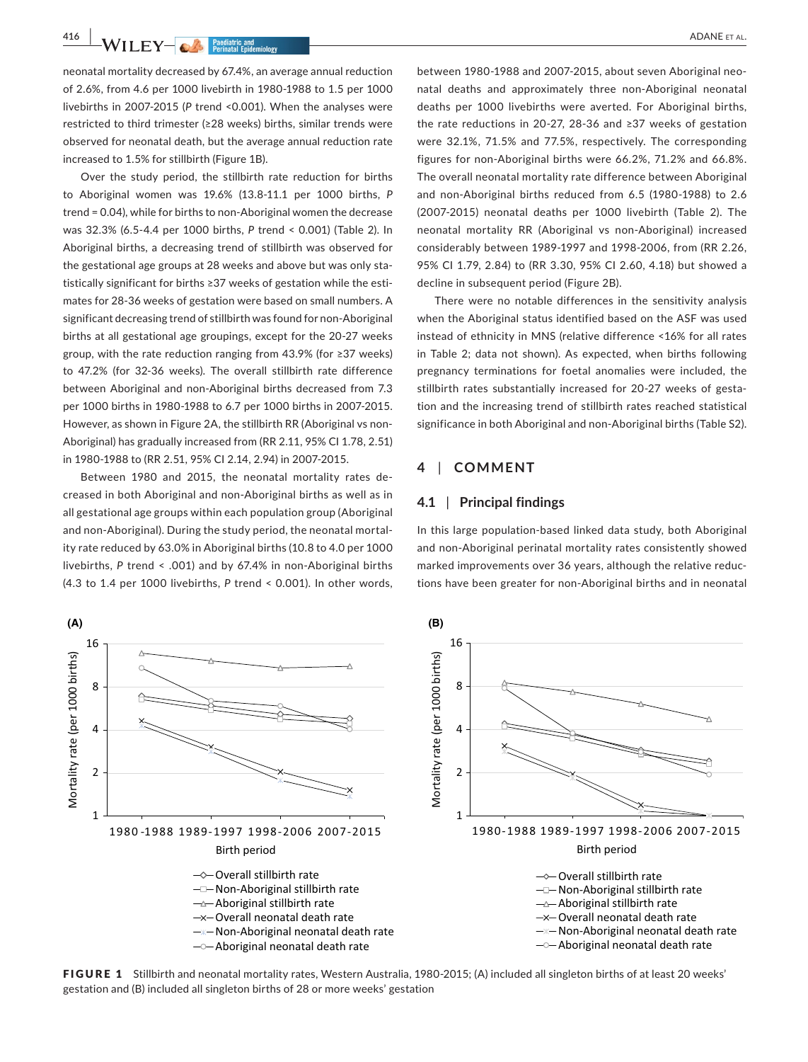neonatal mortality decreased by 67.4%, an average annual reduction of 2.6%, from 4.6 per 1000 livebirth in 1980-1988 to 1.5 per 1000 livebirths in 2007-2015 (*P* trend <0.001). When the analyses were restricted to third trimester (≥28 weeks) births, similar trends were observed for neonatal death, but the average annual reduction rate increased to 1.5% for stillbirth (Figure 1B).

Over the study period, the stillbirth rate reduction for births to Aboriginal women was 19.6% (13.8-11.1 per 1000 births, *P* trend = 0.04), while for births to non-Aboriginal women the decrease was 32.3% (6.5-4.4 per 1000 births, *P* trend < 0.001) (Table 2). In Aboriginal births, a decreasing trend of stillbirth was observed for the gestational age groups at 28 weeks and above but was only statistically significant for births ≥37 weeks of gestation while the estimates for 28-36 weeks of gestation were based on small numbers. A significant decreasing trend of stillbirth was found for non-Aboriginal births at all gestational age groupings, except for the 20-27 weeks group, with the rate reduction ranging from 43.9% (for ≥37 weeks) to 47.2% (for 32-36 weeks). The overall stillbirth rate difference between Aboriginal and non-Aboriginal births decreased from 7.3 per 1000 births in 1980-1988 to 6.7 per 1000 births in 2007-2015. However, as shown in Figure 2A, the stillbirth RR (Aboriginal vs non-Aboriginal) has gradually increased from (RR 2.11, 95% CI 1.78, 2.51) in 1980-1988 to (RR 2.51, 95% CI 2.14, 2.94) in 2007-2015.

Between 1980 and 2015, the neonatal mortality rates decreased in both Aboriginal and non-Aboriginal births as well as in all gestational age groups within each population group (Aboriginal and non-Aboriginal). During the study period, the neonatal mortality rate reduced by 63.0% in Aboriginal births (10.8 to 4.0 per 1000 livebirths, *P* trend < .001) and by 67.4% in non-Aboriginal births (4.3 to 1.4 per 1000 livebirths, *P* trend < 0.001). In other words, between 1980-1988 and 2007-2015, about seven Aboriginal neonatal deaths and approximately three non-Aboriginal neonatal deaths per 1000 livebirths were averted. For Aboriginal births, the rate reductions in 20-27, 28-36 and ≥37 weeks of gestation were 32.1%, 71.5% and 77.5%, respectively. The corresponding figures for non-Aboriginal births were 66.2%, 71.2% and 66.8%. The overall neonatal mortality rate difference between Aboriginal and non-Aboriginal births reduced from 6.5 (1980-1988) to 2.6 (2007-2015) neonatal deaths per 1000 livebirth (Table 2). The neonatal mortality RR (Aboriginal vs non-Aboriginal) increased considerably between 1989-1997 and 1998-2006, from (RR 2.26, 95% CI 1.79, 2.84) to (RR 3.30, 95% CI 2.60, 4.18) but showed a decline in subsequent period (Figure 2B).

There were no notable differences in the sensitivity analysis when the Aboriginal status identified based on the ASF was used instead of ethnicity in MNS (relative difference <16% for all rates in Table 2; data not shown). As expected, when births following pregnancy terminations for foetal anomalies were included, the stillbirth rates substantially increased for 20-27 weeks of gestation and the increasing trend of stillbirth rates reached statistical significance in both Aboriginal and non-Aboriginal births (Table S2).

## 4 | COMMENT

### 4.1 | Principal findings

In this large population-based linked data study, both Aboriginal and non-Aboriginal perinatal mortality rates consistently showed marked improvements over 36 years, although the relative reductions have been greater for non-Aboriginal births and in neonatal

**FIGURE 1** Stillbirth and neonatal mortality rates, Western Australia, 1980-2015; (A) included all singleton births of at least 20 weeks' gestation and (B) included all singleton births of 28 or more weeks' gestation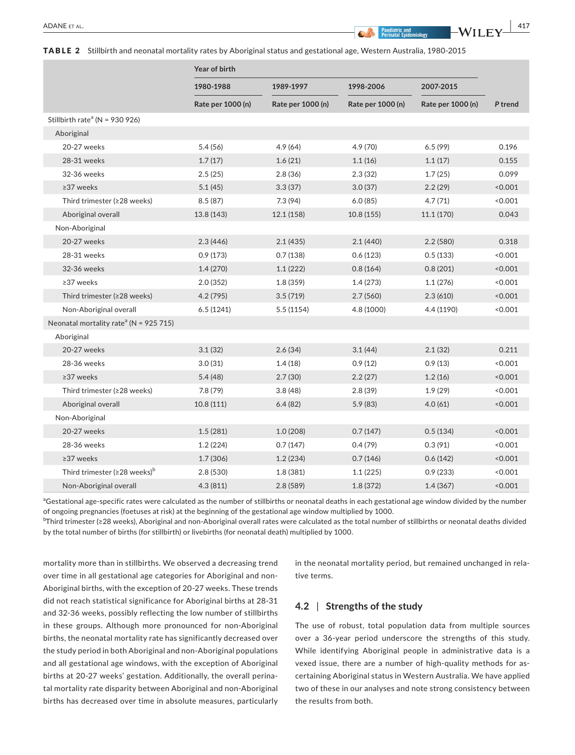**TABLE 2** Stillbirth and neonatal mortality rates by Aboriginal status and gestational age, Western Australia, 1980-2015

| | Year of birth | | | | |
|---|---|---|---|---|---|
| | 1980-1988 | 1989-1997 | 1998-2006 | 2007-2015 | |
| | Rate per 1000 (n) | Rate per 1000 (n) | Rate per 1000 (n) | Rate per 1000 (n) | *P* trend |
| Stillbirth rate[a] (N = 930 926) | | | | | |
| Aboriginal | | | | | |
| 20-27 weeks | 5.4 (56) | 4.9 (64) | 4.9 (70) | 6.5 (99) | 0.196 |
| 28-31 weeks | 1.7 (17) | 1.6 (21) | 1.1 (16) | 1.1 (17) | 0.155 |
| 32-36 weeks | 2.5 (25) | 2.8 (36) | 2.3 (32) | 1.7 (25) | 0.099 |
| ≥37 weeks | 5.1 (45) | 3.3 (37) | 3.0 (37) | 2.2 (29) | <0.001 |
| Third trimester (≥28 weeks) | 8.5 (87) | 7.3 (94) | 6.0 (85) | 4.7 (71) | <0.001 |
| Aboriginal overall | 13.8 (143) | 12.1 (158) | 10.8 (155) | 11.1 (170) | 0.043 |
| Non-Aboriginal | | | | | |
| 20-27 weeks | 2.3 (446) | 2.1 (435) | 2.1 (440) | 2.2 (580) | 0.318 |
| 28-31 weeks | 0.9 (173) | 0.7 (138) | 0.6 (123) | 0.5 (133) | <0.001 |
| 32-36 weeks | 1.4 (270) | 1.1 (222) | 0.8 (164) | 0.8 (201) | <0.001 |
| ≥37 weeks | 2.0 (352) | 1.8 (359) | 1.4 (273) | 1.1 (276) | <0.001 |
| Third trimester (≥28 weeks) | 4.2 (795) | 3.5 (719) | 2.7 (560) | 2.3 (610) | <0.001 |
| Non-Aboriginal overall | 6.5 (1241) | 5.5 (1154) | 4.8 (1000) | 4.4 (1190) | <0.001 |
| Neonatal mortality rate[a] (N = 925 715) | | | | | |
| Aboriginal | | | | | |
| 20-27 weeks | 3.1 (32) | 2.6 (34) | 3.1 (44) | 2.1 (32) | 0.211 |
| 28-36 weeks | 3.0 (31) | 1.4 (18) | 0.9 (12) | 0.9 (13) | <0.001 |
| ≥37 weeks | 5.4 (48) | 2.7 (30) | 2.2 (27) | 1.2 (16) | <0.001 |
| Third trimester (≥28 weeks) | 7.8 (79) | 3.8 (48) | 2.8 (39) | 1.9 (29) | <0.001 |
| Aboriginal overall | 10.8 (111) | 6.4 (82) | 5.9 (83) | 4.0 (61) | <0.001 |
| Non-Aboriginal | | | | | |
| 20-27 weeks | 1.5 (281) | 1.0 (208) | 0.7 (147) | 0.5 (134) | <0.001 |
| 28-36 weeks | 1.2 (224) | 0.7 (147) | 0.4 (79) | 0.3 (91) | <0.001 |
| ≥37 weeks | 1.7 (306) | 1.2 (234) | 0.7 (146) | 0.6 (142) | <0.001 |
| Third trimester (≥28 weeks)[b] | 2.8 (530) | 1.8 (381) | 1.1 (225) | 0.9 (233) | <0.001 |
| Non-Aboriginal overall | 4.3 (811) | 2.8 (589) | 1.8 (372) | 1.4 (367) | <0.001 |

[a]Gestational age-specific rates were calculated as the number of stillbirths or neonatal deaths in each gestational age window divided by the number of ongoing pregnancies (foetuses at risk) at the beginning of the gestational age window multiplied by 1000.
[b]Third trimester (≥28 weeks), Aboriginal and non-Aboriginal overall rates were calculated as the total number of stillbirths or neonatal deaths divided by the total number of births (for stillbirth) or livebirths (for neonatal death) multiplied by 1000.

mortality more than in stillbirths. We observed a decreasing trend over time in all gestational age categories for Aboriginal and non-Aboriginal births, with the exception of 20-27 weeks. These trends did not reach statistical significance for Aboriginal births at 28-31 and 32-36 weeks, possibly reflecting the low number of stillbirths in these groups. Although more pronounced for non-Aboriginal births, the neonatal mortality rate has significantly decreased over the study period in both Aboriginal and non-Aboriginal populations and all gestational age windows, with the exception of Aboriginal births at 20-27 weeks' gestation. Additionally, the overall perinatal mortality rate disparity between Aboriginal and non-Aboriginal births has decreased over time in absolute measures, particularly in the neonatal mortality period, but remained unchanged in relative terms.

### 4.2 | Strengths of the study

The use of robust, total population data from multiple sources over a 36-year period underscore the strengths of this study. While identifying Aboriginal people in administrative data is a vexed issue, there are a number of high-quality methods for ascertaining Aboriginal status in Western Australia. We have applied two of these in our analyses and note strong consistency between the results from both.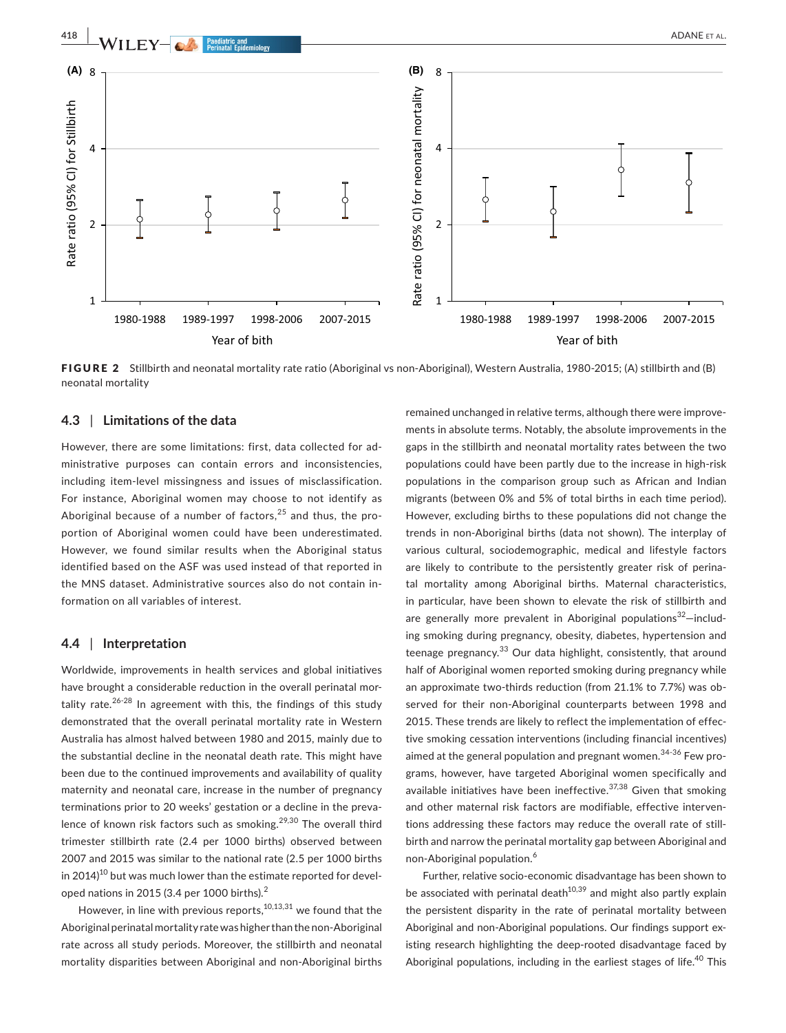**FIGURE 2** Stillbirth and neonatal mortality rate ratio (Aboriginal vs non-Aboriginal), Western Australia, 1980-2015; (A) stillbirth and (B) neonatal mortality

### 4.3 | Limitations of the data

However, there are some limitations: first, data collected for administrative purposes can contain errors and inconsistencies, including item-level missingness and issues of misclassification. For instance, Aboriginal women may choose to not identify as Aboriginal because of a number of factors,[25] and thus, the proportion of Aboriginal women could have been underestimated. However, we found similar results when the Aboriginal status identified based on the ASF was used instead of that reported in the MNS dataset. Administrative sources also do not contain information on all variables of interest.

### 4.4 | Interpretation

Worldwide, improvements in health services and global initiatives have brought a considerable reduction in the overall perinatal mortality rate.[26-28] In agreement with this, the findings of this study demonstrated that the overall perinatal mortality rate in Western Australia has almost halved between 1980 and 2015, mainly due to the substantial decline in the neonatal death rate. This might have been due to the continued improvements and availability of quality maternity and neonatal care, increase in the number of pregnancy terminations prior to 20 weeks' gestation or a decline in the prevalence of known risk factors such as smoking.[29,30] The overall third trimester stillbirth rate (2.4 per 1000 births) observed between 2007 and 2015 was similar to the national rate (2.5 per 1000 births in 2014)[10] but was much lower than the estimate reported for developed nations in 2015 (3.4 per 1000 births).[2]

However, in line with previous reports,[10,13,31] we found that the Aboriginal perinatal mortality rate was higher than the non-Aboriginal rate across all study periods. Moreover, the stillbirth and neonatal mortality disparities between Aboriginal and non-Aboriginal births remained unchanged in relative terms, although there were improvements in absolute terms. Notably, the absolute improvements in the gaps in the stillbirth and neonatal mortality rates between the two populations could have been partly due to the increase in high-risk populations in the comparison group such as African and Indian migrants (between 0% and 5% of total births in each time period). However, excluding births to these populations did not change the trends in non-Aboriginal births (data not shown). The interplay of various cultural, sociodemographic, medical and lifestyle factors are likely to contribute to the persistently greater risk of perinatal mortality among Aboriginal births. Maternal characteristics, in particular, have been shown to elevate the risk of stillbirth and are generally more prevalent in Aboriginal populations[32]—including smoking during pregnancy, obesity, diabetes, hypertension and teenage pregnancy.[33] Our data highlight, consistently, that around half of Aboriginal women reported smoking during pregnancy while an approximate two-thirds reduction (from 21.1% to 7.7%) was observed for their non-Aboriginal counterparts between 1998 and 2015. These trends are likely to reflect the implementation of effective smoking cessation interventions (including financial incentives) aimed at the general population and pregnant women.[34-36] Few programs, however, have targeted Aboriginal women specifically and available initiatives have been ineffective.[37,38] Given that smoking and other maternal risk factors are modifiable, effective interventions addressing these factors may reduce the overall rate of stillbirth and narrow the perinatal mortality gap between Aboriginal and non-Aboriginal population.[6]

Further, relative socio-economic disadvantage has been shown to be associated with perinatal death[10,39] and might also partly explain the persistent disparity in the rate of perinatal mortality between Aboriginal and non-Aboriginal populations. Our findings support existing research highlighting the deep-rooted disadvantage faced by Aboriginal populations, including in the earliest stages of life.[40] This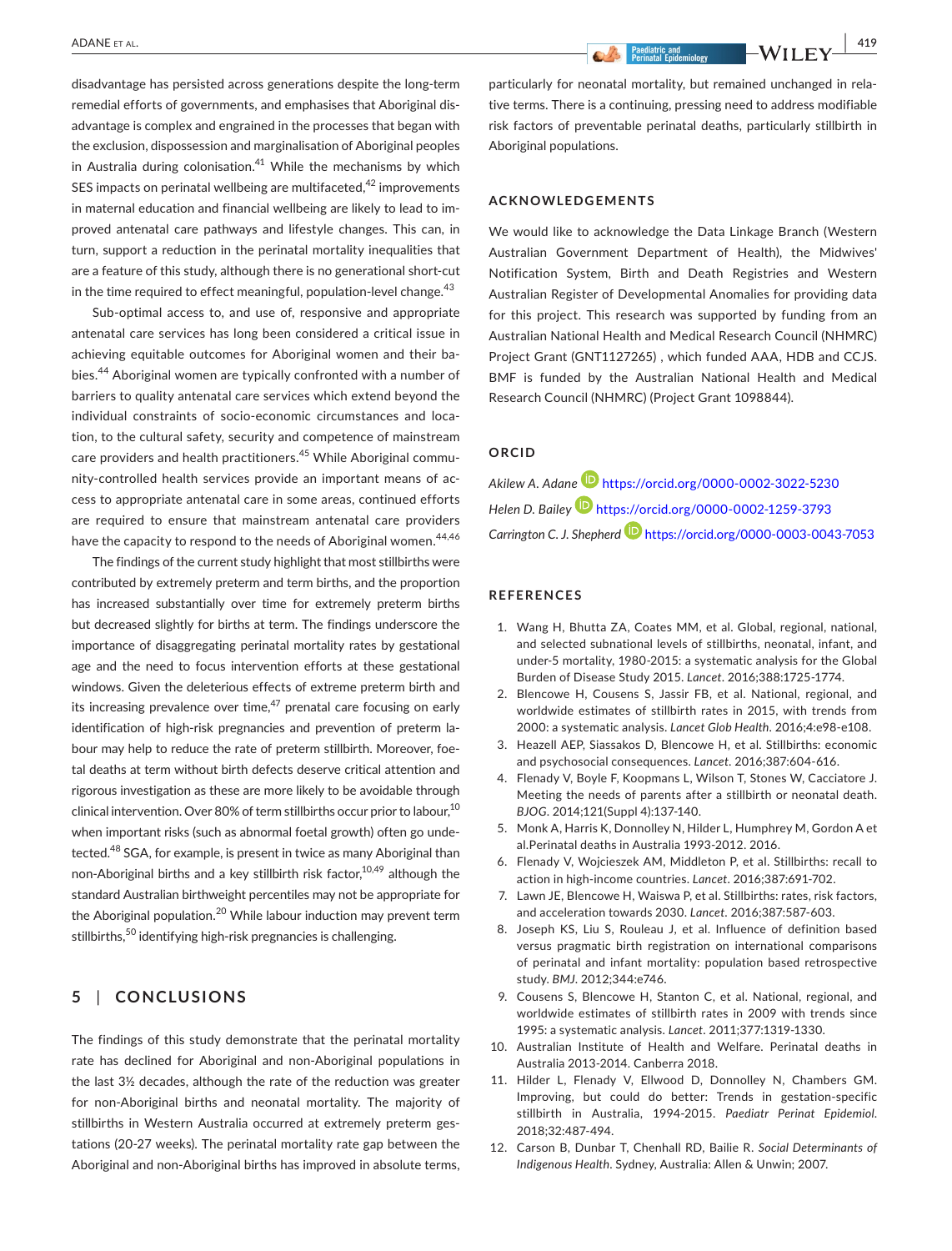disadvantage has persisted across generations despite the long-term remedial efforts of governments, and emphasises that Aboriginal disadvantage is complex and engrained in the processes that began with the exclusion, dispossession and marginalisation of Aboriginal peoples in Australia during colonisation.[41] While the mechanisms by which SES impacts on perinatal wellbeing are multifaceted,[42] improvements in maternal education and financial wellbeing are likely to lead to improved antenatal care pathways and lifestyle changes. This can, in turn, support a reduction in the perinatal mortality inequalities that are a feature of this study, although there is no generational short-cut in the time required to effect meaningful, population-level change.[43]

Sub-optimal access to, and use of, responsive and appropriate antenatal care services has long been considered a critical issue in achieving equitable outcomes for Aboriginal women and their babies.[44] Aboriginal women are typically confronted with a number of barriers to quality antenatal care services which extend beyond the individual constraints of socio-economic circumstances and location, to the cultural safety, security and competence of mainstream care providers and health practitioners.[45] While Aboriginal community-controlled health services provide an important means of access to appropriate antenatal care in some areas, continued efforts are required to ensure that mainstream antenatal care providers have the capacity to respond to the needs of Aboriginal women.[44,46]

The findings of the current study highlight that most stillbirths were contributed by extremely preterm and term births, and the proportion has increased substantially over time for extremely preterm births but decreased slightly for births at term. The findings underscore the importance of disaggregating perinatal mortality rates by gestational age and the need to focus intervention efforts at these gestational windows. Given the deleterious effects of extreme preterm birth and its increasing prevalence over time,[47] prenatal care focusing on early identification of high-risk pregnancies and prevention of preterm labour may help to reduce the rate of preterm stillbirth. Moreover, foetal deaths at term without birth defects deserve critical attention and rigorous investigation as these are more likely to be avoidable through clinical intervention. Over 80% of term stillbirths occur prior to labour,[10] when important risks (such as abnormal foetal growth) often go undetected.[48] SGA, for example, is present in twice as many Aboriginal than non-Aboriginal births and a key stillbirth risk factor,[10,49] although the standard Australian birthweight percentiles may not be appropriate for the Aboriginal population.[20] While labour induction may prevent term stillbirths,[50] identifying high-risk pregnancies is challenging.

## 5 | CONCLUSIONS

The findings of this study demonstrate that the perinatal mortality rate has declined for Aboriginal and non-Aboriginal populations in the last 3½ decades, although the rate of the reduction was greater for non-Aboriginal births and neonatal mortality. The majority of stillbirths in Western Australia occurred at extremely preterm gestations (20-27 weeks). The perinatal mortality rate gap between the Aboriginal and non-Aboriginal births has improved in absolute terms, particularly for neonatal mortality, but remained unchanged in relative terms. There is a continuing, pressing need to address modifiable risk factors of preventable perinatal deaths, particularly stillbirth in Aboriginal populations.

## ACKNOWLEDGEMENTS

We would like to acknowledge the Data Linkage Branch (Western Australian Government Department of Health), the Midwives' Notification System, Birth and Death Registries and Western Australian Register of Developmental Anomalies for providing data for this project. This research was supported by funding from an Australian National Health and Medical Research Council (NHMRC) Project Grant (GNT1127265) , which funded AAA, HDB and CCJS. BMF is funded by the Australian National Health and Medical Research Council (NHMRC) (Project Grant 1098844).

## ORCID

*Akilew A. Adane* https://orcid.org/0000-0002-3022-5230

*Helen D. Bailey* https://orcid.org/0000-0002-1259-3793

*Carrington C. J. Shepherd* https://orcid.org/0000-0003-0043-7053

## REFERENCES

1. Wang H, Bhutta ZA, Coates MM, et al. Global, regional, national, and selected subnational levels of stillbirths, neonatal, infant, and under-5 mortality, 1980-2015: a systematic analysis for the Global Burden of Disease Study 2015. *Lancet*. 2016;388:1725-1774.
2. Blencowe H, Cousens S, Jassir FB, et al. National, regional, and worldwide estimates of stillbirth rates in 2015, with trends from 2000: a systematic analysis. *Lancet Glob Health*. 2016;4:e98-e108.
3. Heazell AEP, Siassakos D, Blencowe H, et al. Stillbirths: economic and psychosocial consequences. *Lancet*. 2016;387:604-616.
4. Flenady V, Boyle F, Koopmans L, Wilson T, Stones W, Cacciatore J. Meeting the needs of parents after a stillbirth or neonatal death. *BJOG*. 2014;121(Suppl 4):137-140.
5. Monk A, Harris K, Donnolley N, Hilder L, Humphrey M, Gordon A et al.Perinatal deaths in Australia 1993-2012. 2016.
6. Flenady V, Wojcieszek AM, Middleton P, et al. Stillbirths: recall to action in high-income countries. *Lancet*. 2016;387:691-702.
7. Lawn JE, Blencowe H, Waiswa P, et al. Stillbirths: rates, risk factors, and acceleration towards 2030. *Lancet*. 2016;387:587-603.
8. Joseph KS, Liu S, Rouleau J, et al. Influence of definition based versus pragmatic birth registration on international comparisons of perinatal and infant mortality: population based retrospective study. *BMJ*. 2012;344:e746.
9. Cousens S, Blencowe H, Stanton C, et al. National, regional, and worldwide estimates of stillbirth rates in 2009 with trends since 1995: a systematic analysis. *Lancet*. 2011;377:1319-1330.
10. Australian Institute of Health and Welfare. Perinatal deaths in Australia 2013-2014. Canberra 2018.
11. Hilder L, Flenady V, Ellwood D, Donnolley N, Chambers GM. Improving, but could do better: Trends in gestation-specific stillbirth in Australia, 1994-2015. *Paediatr Perinat Epidemiol*. 2018;32:487-494.
12. Carson B, Dunbar T, Chenhall RD, Bailie R. *Social Determinants of Indigenous Health*. Sydney, Australia: Allen & Unwin; 2007.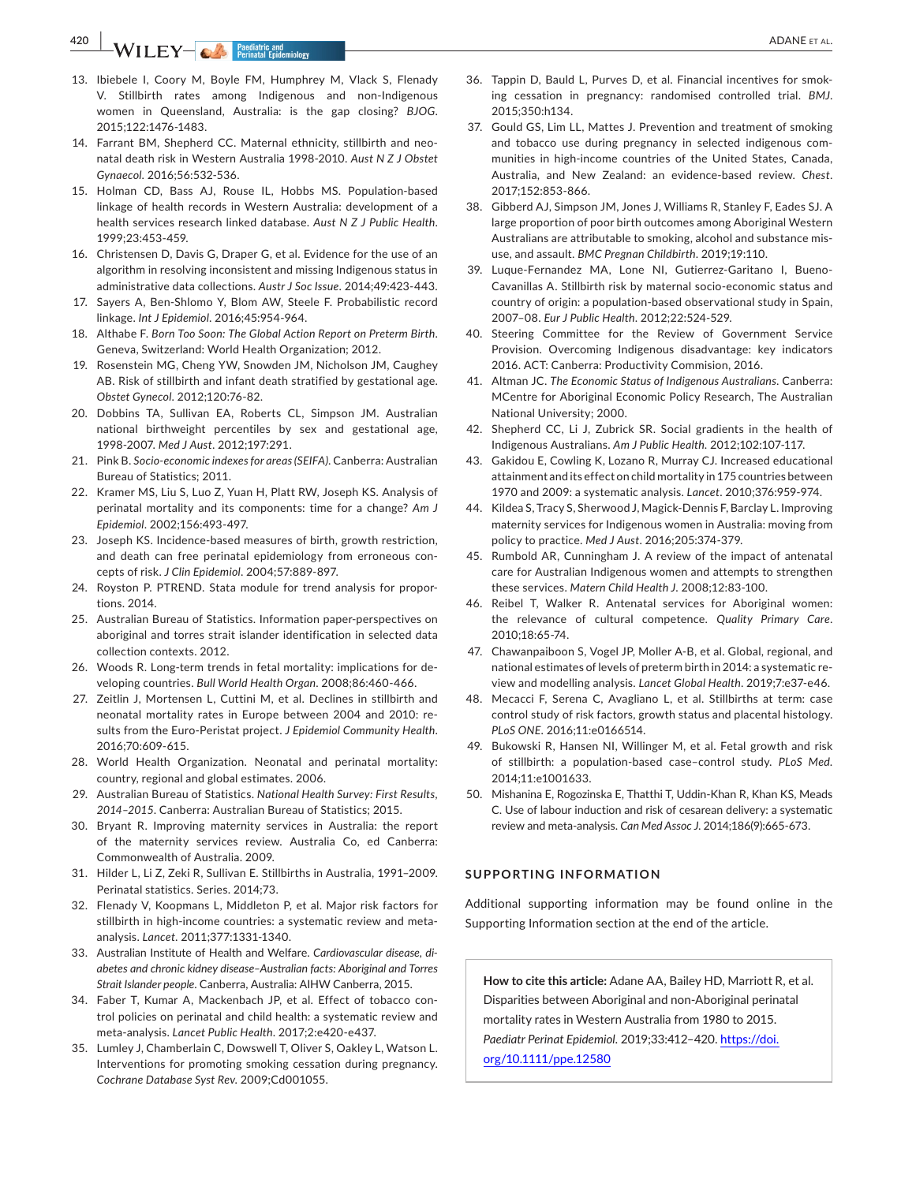13. Ibiebele I, Coory M, Boyle FM, Humphrey M, Vlack S, Flenady V. Stillbirth rates among Indigenous and non-Indigenous women in Queensland, Australia: is the gap closing? *BJOG*. 2015;122:1476-1483.
14. Farrant BM, Shepherd CC. Maternal ethnicity, stillbirth and neonatal death risk in Western Australia 1998-2010. *Aust N Z J Obstet Gynaecol*. 2016;56:532-536.
15. Holman CD, Bass AJ, Rouse IL, Hobbs MS. Population-based linkage of health records in Western Australia: development of a health services research linked database. *Aust N Z J Public Health*. 1999;23:453-459.
16. Christensen D, Davis G, Draper G, et al. Evidence for the use of an algorithm in resolving inconsistent and missing Indigenous status in administrative data collections. *Austr J Soc Issue*. 2014;49:423-443.
17. Sayers A, Ben-Shlomo Y, Blom AW, Steele F. Probabilistic record linkage. *Int J Epidemiol*. 2016;45:954-964.
18. Althabe F. *Born Too Soon: The Global Action Report on Preterm Birth*. Geneva, Switzerland: World Health Organization; 2012.
19. Rosenstein MG, Cheng YW, Snowden JM, Nicholson JM, Caughey AB. Risk of stillbirth and infant death stratified by gestational age. *Obstet Gynecol*. 2012;120:76-82.
20. Dobbins TA, Sullivan EA, Roberts CL, Simpson JM. Australian national birthweight percentiles by sex and gestational age, 1998-2007. *Med J Aust*. 2012;197:291.
21. Pink B. *Socio-economic indexes for areas (SEIFA)*. Canberra: Australian Bureau of Statistics; 2011.
22. Kramer MS, Liu S, Luo Z, Yuan H, Platt RW, Joseph KS. Analysis of perinatal mortality and its components: time for a change? *Am J Epidemiol*. 2002;156:493-497.
23. Joseph KS. Incidence-based measures of birth, growth restriction, and death can free perinatal epidemiology from erroneous concepts of risk. *J Clin Epidemiol*. 2004;57:889-897.
24. Royston P. PTREND. Stata module for trend analysis for proportions. 2014.
25. Australian Bureau of Statistics. Information paper-perspectives on aboriginal and torres strait islander identification in selected data collection contexts. 2012.
26. Woods R. Long-term trends in fetal mortality: implications for developing countries. *Bull World Health Organ*. 2008;86:460-466.
27. Zeitlin J, Mortensen L, Cuttini M, et al. Declines in stillbirth and neonatal mortality rates in Europe between 2004 and 2010: results from the Euro-Peristat project. *J Epidemiol Community Health*. 2016;70:609-615.
28. World Health Organization. Neonatal and perinatal mortality: country, regional and global estimates. 2006.
29. Australian Bureau of Statistics. *National Health Survey: First Results, 2014–2015*. Canberra: Australian Bureau of Statistics; 2015.
30. Bryant R. Improving maternity services in Australia: the report of the maternity services review. Australia Co, ed Canberra: Commonwealth of Australia. 2009.
31. Hilder L, Li Z, Zeki R, Sullivan E. Stillbirths in Australia, 1991–2009. Perinatal statistics. Series. 2014;73.
32. Flenady V, Koopmans L, Middleton P, et al. Major risk factors for stillbirth in high-income countries: a systematic review and meta-analysis. *Lancet*. 2011;377:1331-1340.
33. Australian Institute of Health and Welfare. *Cardiovascular disease, diabetes and chronic kidney disease–Australian facts: Aboriginal and Torres Strait Islander people*. Canberra, Australia: AIHW Canberra, 2015.
34. Faber T, Kumar A, Mackenbach JP, et al. Effect of tobacco control policies on perinatal and child health: a systematic review and meta-analysis. *Lancet Public Health*. 2017;2:e420-e437.
35. Lumley J, Chamberlain C, Dowswell T, Oliver S, Oakley L, Watson L. Interventions for promoting smoking cessation during pregnancy. *Cochrane Database Syst Rev*. 2009;Cd001055.
36. Tappin D, Bauld L, Purves D, et al. Financial incentives for smoking cessation in pregnancy: randomised controlled trial. *BMJ*. 2015;350:h134.
37. Gould GS, Lim LL, Mattes J. Prevention and treatment of smoking and tobacco use during pregnancy in selected indigenous communities in high-income countries of the United States, Canada, Australia, and New Zealand: an evidence-based review. *Chest*. 2017;152:853-866.
38. Gibberd AJ, Simpson JM, Jones J, Williams R, Stanley F, Eades SJ. A large proportion of poor birth outcomes among Aboriginal Western Australians are attributable to smoking, alcohol and substance misuse, and assault. *BMC Pregnan Childbirth*. 2019;19:110.
39. Luque-Fernandez MA, Lone NI, Gutierrez-Garitano I, Bueno-Cavanillas A. Stillbirth risk by maternal socio-economic status and country of origin: a population-based observational study in Spain, 2007–08. *Eur J Public Health*. 2012;22:524-529.
40. Steering Committee for the Review of Government Service Provision. Overcoming Indigenous disadvantage: key indicators 2016. ACT: Canberra: Productivity Commision, 2016.
41. Altman JC. *The Economic Status of Indigenous Australians*. Canberra: MCentre for Aboriginal Economic Policy Research, The Australian National University; 2000.
42. Shepherd CC, Li J, Zubrick SR. Social gradients in the health of Indigenous Australians. *Am J Public Health*. 2012;102:107-117.
43. Gakidou E, Cowling K, Lozano R, Murray CJ. Increased educational attainment and its effect on child mortality in 175 countries between 1970 and 2009: a systematic analysis. *Lancet*. 2010;376:959-974.
44. Kildea S, Tracy S, Sherwood J, Magick-Dennis F, Barclay L. Improving maternity services for Indigenous women in Australia: moving from policy to practice. *Med J Aust*. 2016;205:374-379.
45. Rumbold AR, Cunningham J. A review of the impact of antenatal care for Australian Indigenous women and attempts to strengthen these services. *Matern Child Health J*. 2008;12:83-100.
46. Reibel T, Walker R. Antenatal services for Aboriginal women: the relevance of cultural competence. *Quality Primary Care*. 2010;18:65-74.
47. Chawanpaiboon S, Vogel JP, Moller A-B, et al. Global, regional, and national estimates of levels of preterm birth in 2014: a systematic review and modelling analysis. *Lancet Global Health*. 2019;7:e37-e46.
48. Mecacci F, Serena C, Avagliano L, et al. Stillbirths at term: case control study of risk factors, growth status and placental histology. *PLoS ONE*. 2016;11:e0166514.
49. Bukowski R, Hansen NI, Willinger M, et al. Fetal growth and risk of stillbirth: a population-based case–control study. *PLoS Med*. 2014;11:e1001633.
50. Mishanina E, Rogozinska E, Thatthi T, Uddin-Khan R, Khan KS, Meads C. Use of labour induction and risk of cesarean delivery: a systematic review and meta-analysis. *Can Med Assoc J*. 2014;186(9):665-673.

## SUPPORTING INFORMATION

Additional supporting information may be found online in the Supporting Information section at the end of the article.

**How to cite this article:** Adane AA, Bailey HD, Marriott R, et al. Disparities between Aboriginal and non-Aboriginal perinatal mortality rates in Western Australia from 1980 to 2015. *Paediatr Perinat Epidemiol*. 2019;33:412–420. https://doi.org/10.1111/ppe.12580